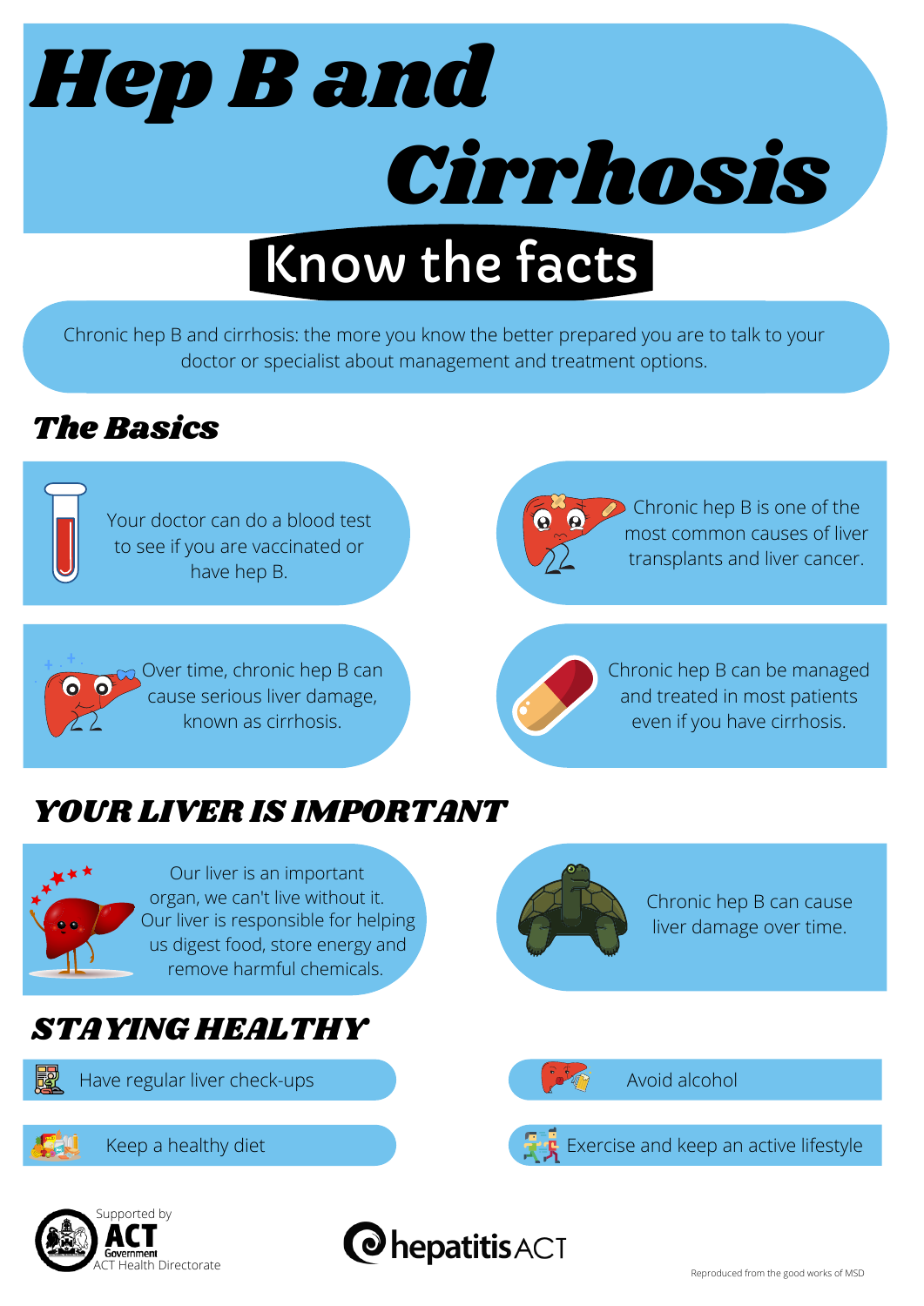# Hep B and Cirrhosis

## Know the facts

Chronic hep B and cirrhosis: the more you know the better prepared you are to talk to your doctor or specialist about management and treatment options.

## The Basics

Your doctor can do a blood test to see if you are vaccinated or have hep B.

Chronic hep B is one of the most common causes of liver transplants and liver cancer.

Over time, chronic hep B can cause serious liver damage, known as cirrhosis.

Chronic hep B can be managed and treated in most patients even if you have cirrhosis.

## YOUR LIVER IS IMPORTANT

Our liver is an important organ, we can't live without it. Our liver is responsible for helping us digest food, store energy and remove harmful chemicals.

Chronic hep B can cause liver damage over time.

## STAYING HEALTHY

- Have regular liver check-ups
- Avoid alcohol
- Keep a healthy diet
- Exercise and keep an active lifestyle

Supported by ACT Government ACT Health Directorate

hepatitis ACT

Reproduced from the good works of MSD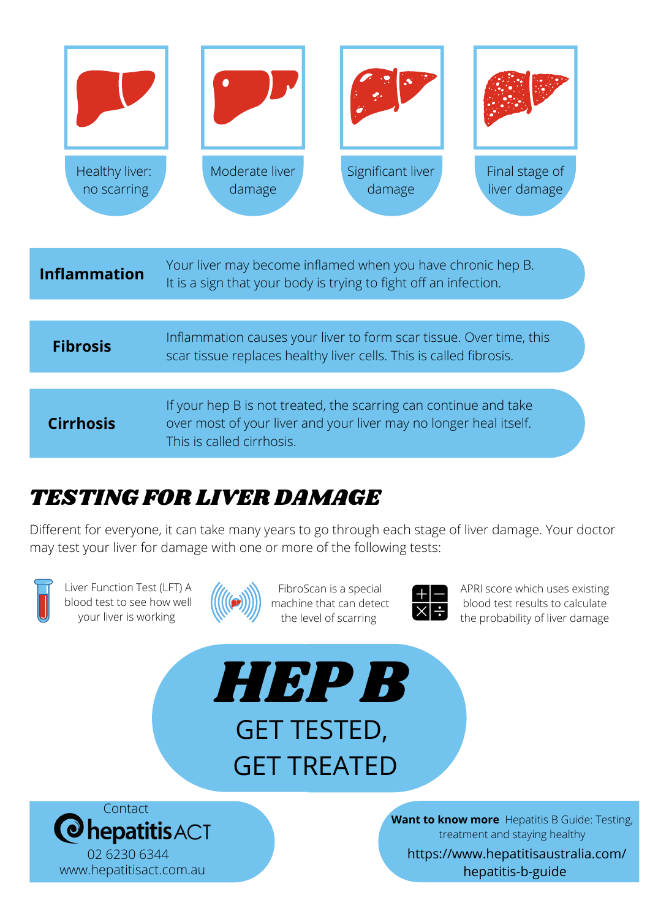Healthy liver: no scarring

Moderate liver damage

Significant liver damage

Final stage of liver damage

| | |
|---|---|
| **Inflammation** | Your liver may become inflamed when you have chronic hep B. It is a sign that your body is trying to fight off an infection. |
| **Fibrosis** | Inflammation causes your liver to form scar tissue. Over time, this scar tissue replaces healthy liver cells. This is called fibrosis. |
| **Cirrhosis** | If your hep B is not treated, the scarring can continue and take over most of your liver and your liver may no longer heal itself. This is called cirrhosis. |

## TESTING FOR LIVER DAMAGE

Different for everyone, it can take many years to go through each stage of liver damage. Your doctor may test your liver for damage with one or more of the following tests:

- Liver Function Test (LFT) A blood test to see how well your liver is working
- FibroScan is a special machine that can detect the level of scarring
- APRI score which uses existing blood test results to calculate the probability of liver damage

# HEP B

GET TESTED,

GET TREATED

Contact

hepatitis ACT

02 6230 6344

www.hepatitisact.com.au

**Want to know more** Hepatitis B Guide: Testing, treatment and staying healthy

https://www.hepatitisaustralia.com/hepatitis-b-guide